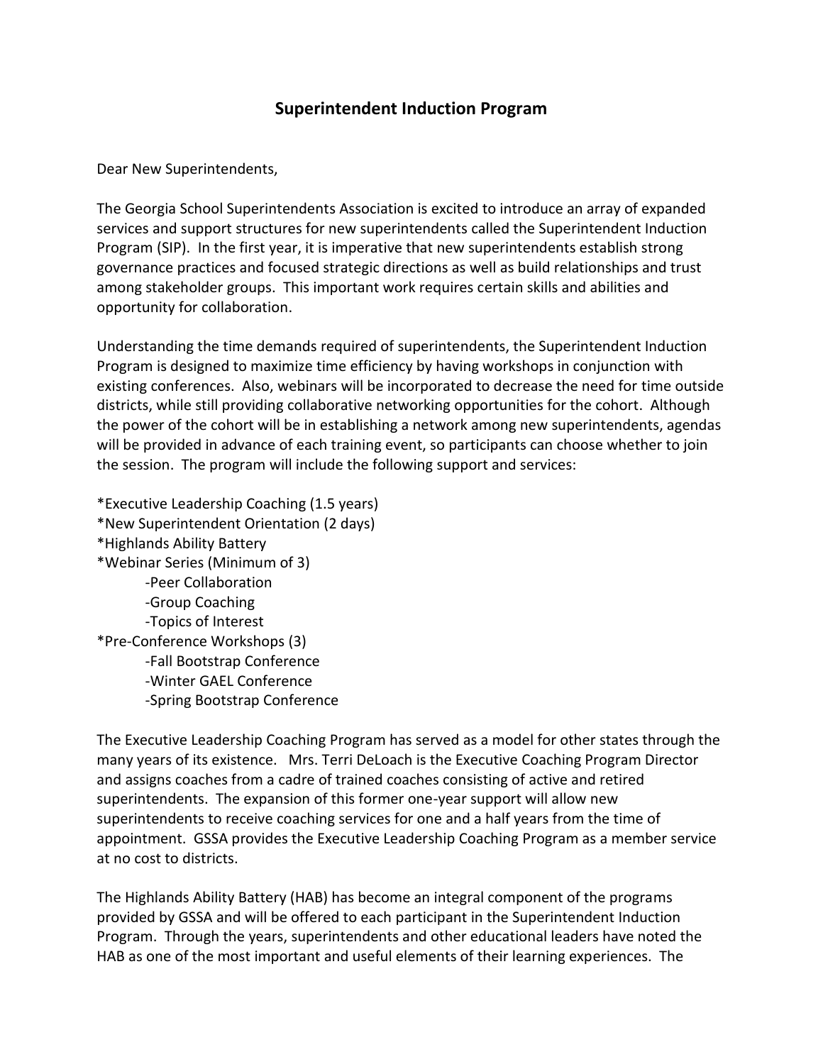# Superintendent Induction Program

Dear New Superintendents,

The Georgia School Superintendents Association is excited to introduce an array of expanded services and support structures for new superintendents called the Superintendent Induction Program (SIP). In the first year, it is imperative that new superintendents establish strong governance practices and focused strategic directions as well as build relationships and trust among stakeholder groups. This important work requires certain skills and abilities and opportunity for collaboration.

Understanding the time demands required of superintendents, the Superintendent Induction Program is designed to maximize time efficiency by having workshops in conjunction with existing conferences. Also, webinars will be incorporated to decrease the need for time outside districts, while still providing collaborative networking opportunities for the cohort. Although the power of the cohort will be in establishing a network among new superintendents, agendas will be provided in advance of each training event, so participants can choose whether to join the session. The program will include the following support and services:

*Executive Leadership Coaching (1.5 years)
*New Superintendent Orientation (2 days)
*Highlands Ability Battery
*Webinar Series (Minimum of 3)
  -Peer Collaboration
  -Group Coaching
  -Topics of Interest
*Pre-Conference Workshops (3)
  -Fall Bootstrap Conference
  -Winter GAEL Conference
  -Spring Bootstrap Conference

The Executive Leadership Coaching Program has served as a model for other states through the many years of its existence. Mrs. Terri DeLoach is the Executive Coaching Program Director and assigns coaches from a cadre of trained coaches consisting of active and retired superintendents. The expansion of this former one-year support will allow new superintendents to receive coaching services for one and a half years from the time of appointment. GSSA provides the Executive Leadership Coaching Program as a member service at no cost to districts.

The Highlands Ability Battery (HAB) has become an integral component of the programs provided by GSSA and will be offered to each participant in the Superintendent Induction Program. Through the years, superintendents and other educational leaders have noted the HAB as one of the most important and useful elements of their learning experiences. The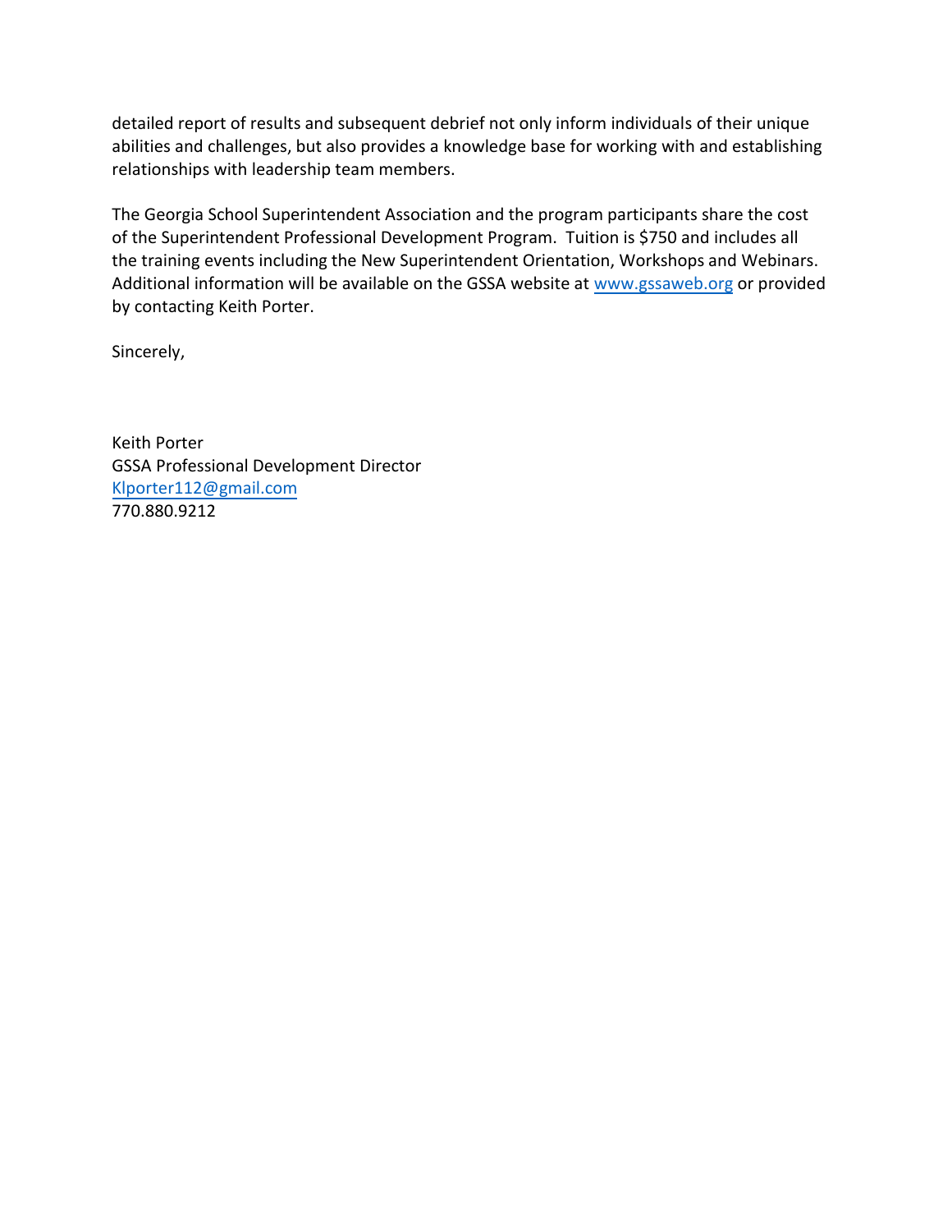detailed report of results and subsequent debrief not only inform individuals of their unique abilities and challenges, but also provides a knowledge base for working with and establishing relationships with leadership team members.

The Georgia School Superintendent Association and the program participants share the cost of the Superintendent Professional Development Program. Tuition is $750 and includes all the training events including the New Superintendent Orientation, Workshops and Webinars. Additional information will be available on the GSSA website at [www.gssaweb.org](http://www.gssaweb.org) or provided by contacting Keith Porter.

Sincerely,

Keith Porter
GSSA Professional Development Director
[Klporter112@gmail.com](mailto:Klporter112@gmail.com)
770.880.9212